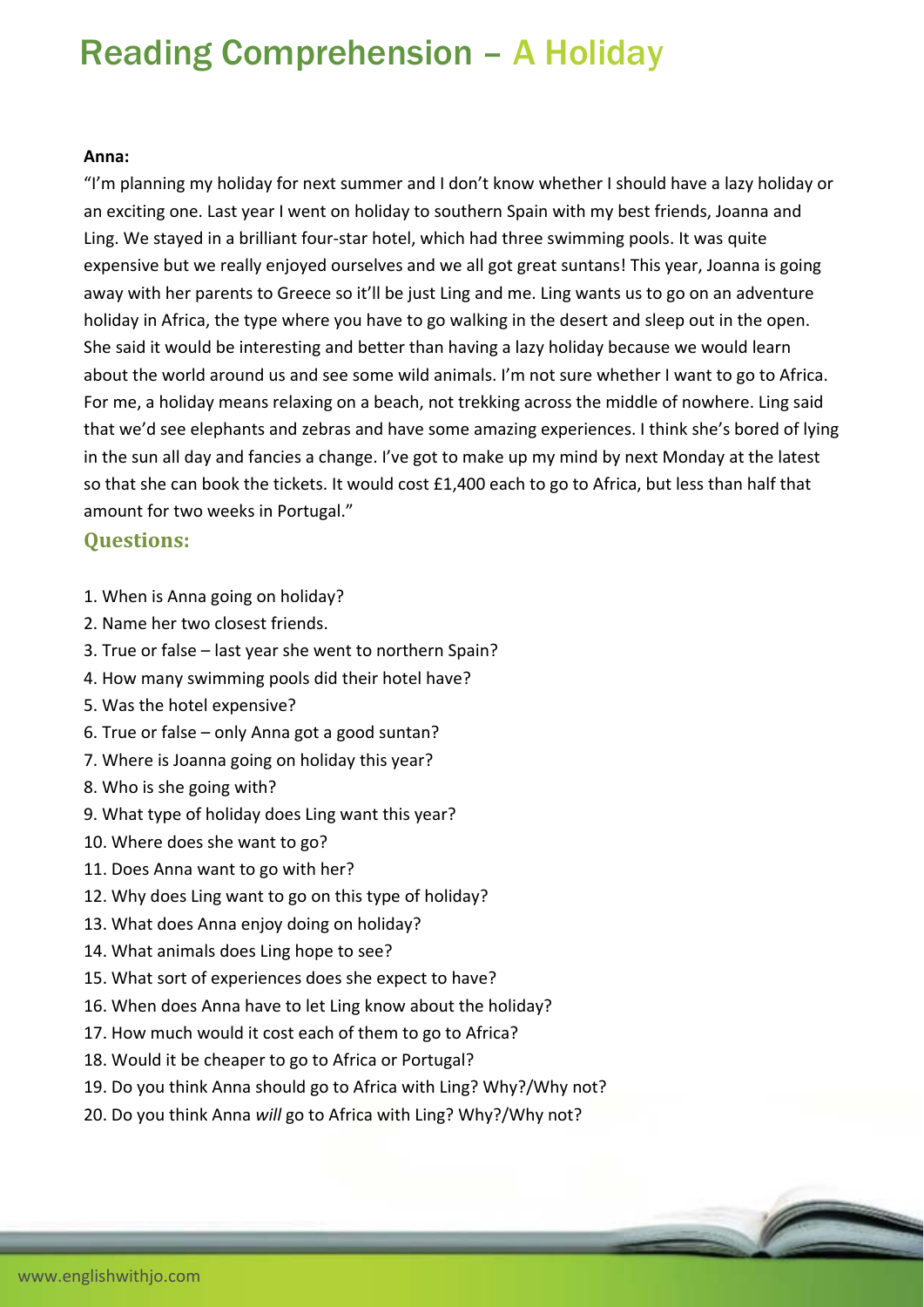# Reading Comprehension – A Holiday

**Anna:**

"I'm planning my holiday for next summer and I don't know whether I should have a lazy holiday or an exciting one. Last year I went on holiday to southern Spain with my best friends, Joanna and Ling. We stayed in a brilliant four-star hotel, which had three swimming pools. It was quite expensive but we really enjoyed ourselves and we all got great suntans! This year, Joanna is going away with her parents to Greece so it'll be just Ling and me. Ling wants us to go on an adventure holiday in Africa, the type where you have to go walking in the desert and sleep out in the open. She said it would be interesting and better than having a lazy holiday because we would learn about the world around us and see some wild animals. I'm not sure whether I want to go to Africa. For me, a holiday means relaxing on a beach, not trekking across the middle of nowhere. Ling said that we'd see elephants and zebras and have some amazing experiences. I think she's bored of lying in the sun all day and fancies a change. I've got to make up my mind by next Monday at the latest so that she can book the tickets. It would cost £1,400 each to go to Africa, but less than half that amount for two weeks in Portugal."

## Questions:

1. When is Anna going on holiday?
2. Name her two closest friends.
3. True or false – last year she went to northern Spain?
4. How many swimming pools did their hotel have?
5. Was the hotel expensive?
6. True or false – only Anna got a good suntan?
7. Where is Joanna going on holiday this year?
8. Who is she going with?
9. What type of holiday does Ling want this year?
10. Where does she want to go?
11. Does Anna want to go with her?
12. Why does Ling want to go on this type of holiday?
13. What does Anna enjoy doing on holiday?
14. What animals does Ling hope to see?
15. What sort of experiences does she expect to have?
16. When does Anna have to let Ling know about the holiday?
17. How much would it cost each of them to go to Africa?
18. Would it be cheaper to go to Africa or Portugal?
19. Do you think Anna should go to Africa with Ling? Why?/Why not?
20. Do you think Anna *will* go to Africa with Ling? Why?/Why not?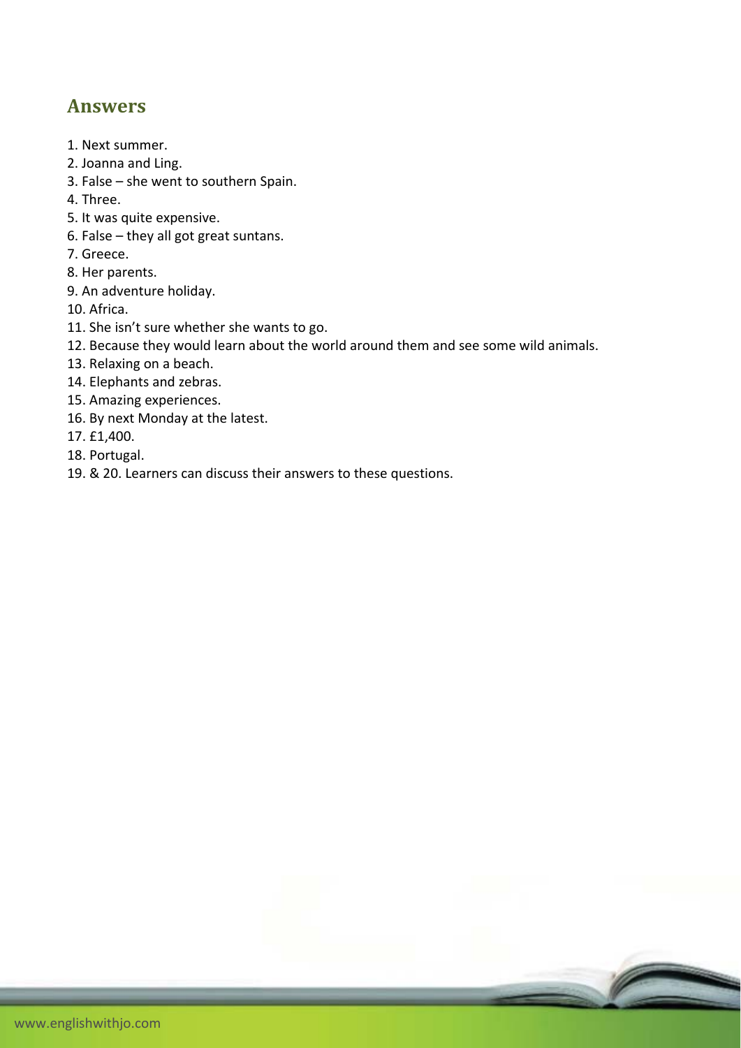## Answers

1. Next summer.
2. Joanna and Ling.
3. False – she went to southern Spain.
4. Three.
5. It was quite expensive.
6. False – they all got great suntans.
7. Greece.
8. Her parents.
9. An adventure holiday.
10. Africa.
11. She isn't sure whether she wants to go.
12. Because they would learn about the world around them and see some wild animals.
13. Relaxing on a beach.
14. Elephants and zebras.
15. Amazing experiences.
16. By next Monday at the latest.
17. £1,400.
18. Portugal.
19. & 20. Learners can discuss their answers to these questions.